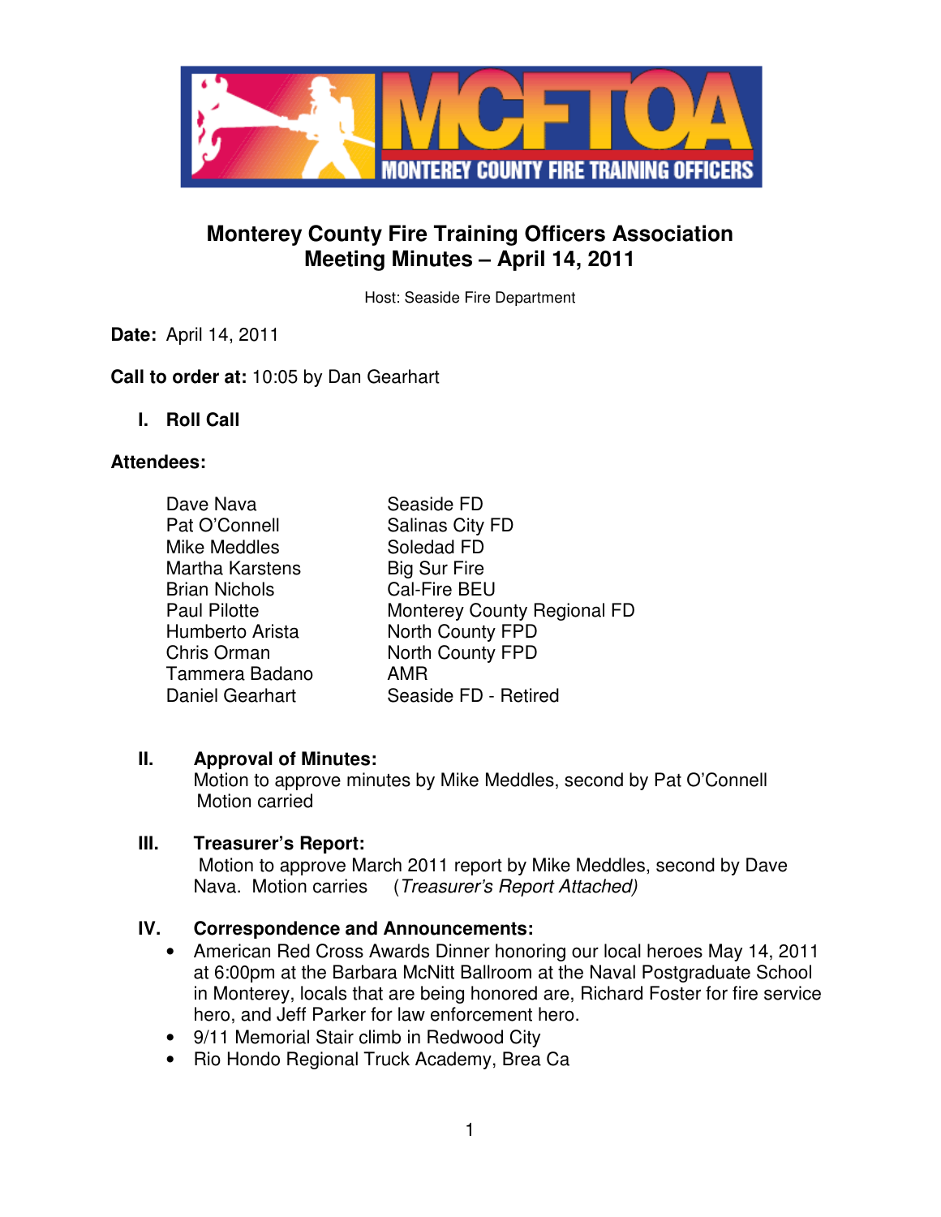# Monterey County Fire Training Officers Association
## Meeting Minutes – April 14, 2011

Host: Seaside Fire Department

**Date:** April 14, 2011

**Call to order at:** 10:05 by Dan Gearhart

### I. Roll Call

**Attendees:**

| | |
|---|---|
| Dave Nava | Seaside FD |
| Pat O'Connell | Salinas City FD |
| Mike Meddles | Soledad FD |
| Martha Karstens | Big Sur Fire |
| Brian Nichols | Cal-Fire BEU |
| Paul Pilotte | Monterey County Regional FD |
| Humberto Arista | North County FPD |
| Chris Orman | North County FPD |
| Tammera Badano | AMR |
| Daniel Gearhart | Seaside FD - Retired |

### II. Approval of Minutes:

Motion to approve minutes by Mike Meddles, second by Pat O'Connell
Motion carried

### III. Treasurer's Report:

Motion to approve March 2011 report by Mike Meddles, second by Dave Nava. Motion carries (*Treasurer's Report Attached)*

### IV. Correspondence and Announcements:

- American Red Cross Awards Dinner honoring our local heroes May 14, 2011 at 6:00pm at the Barbara McNitt Ballroom at the Naval Postgraduate School in Monterey, locals that are being honored are, Richard Foster for fire service hero, and Jeff Parker for law enforcement hero.
- 9/11 Memorial Stair climb in Redwood City
- Rio Hondo Regional Truck Academy, Brea Ca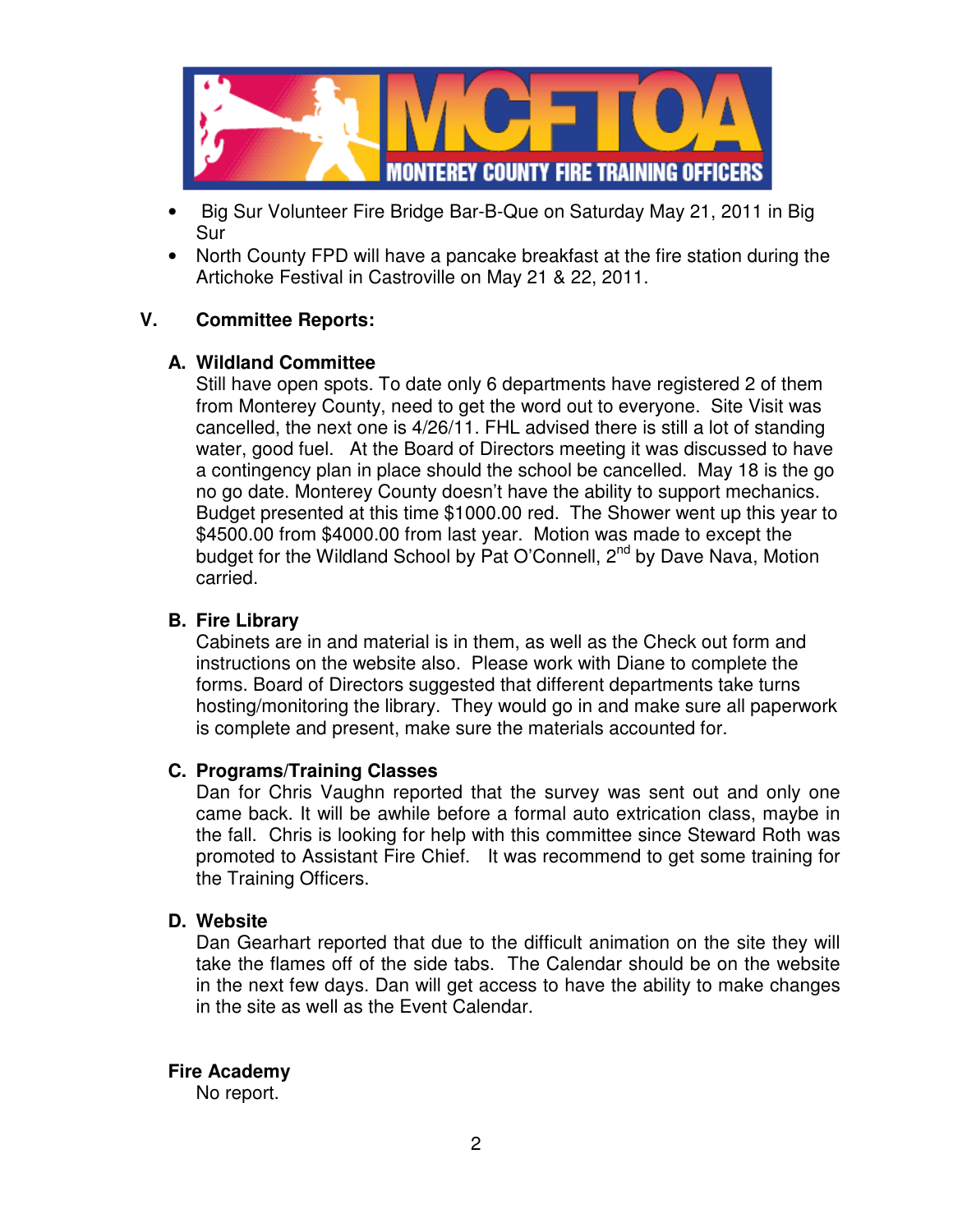- Big Sur Volunteer Fire Bridge Bar-B-Que on Saturday May 21, 2011 in Big Sur
- North County FPD will have a pancake breakfast at the fire station during the Artichoke Festival in Castroville on May 21 & 22, 2011.

## V. Committee Reports:

### A. Wildland Committee

Still have open spots. To date only 6 departments have registered 2 of them from Monterey County, need to get the word out to everyone. Site Visit was cancelled, the next one is 4/26/11. FHL advised there is still a lot of standing water, good fuel. At the Board of Directors meeting it was discussed to have a contingency plan in place should the school be cancelled. May 18 is the go no go date. Monterey County doesn't have the ability to support mechanics. Budget presented at this time $1000.00 red. The Shower went up this year to $4500.00 from $4000.00 from last year. Motion was made to except the budget for the Wildland School by Pat O'Connell, 2nd by Dave Nava, Motion carried.

### B. Fire Library

Cabinets are in and material is in them, as well as the Check out form and instructions on the website also. Please work with Diane to complete the forms. Board of Directors suggested that different departments take turns hosting/monitoring the library. They would go in and make sure all paperwork is complete and present, make sure the materials accounted for.

### C. Programs/Training Classes

Dan for Chris Vaughn reported that the survey was sent out and only one came back. It will be awhile before a formal auto extrication class, maybe in the fall. Chris is looking for help with this committee since Steward Roth was promoted to Assistant Fire Chief. It was recommend to get some training for the Training Officers.

### D. Website

Dan Gearhart reported that due to the difficult animation on the site they will take the flames off of the side tabs. The Calendar should be on the website in the next few days. Dan will get access to have the ability to make changes in the site as well as the Event Calendar.

### Fire Academy

No report.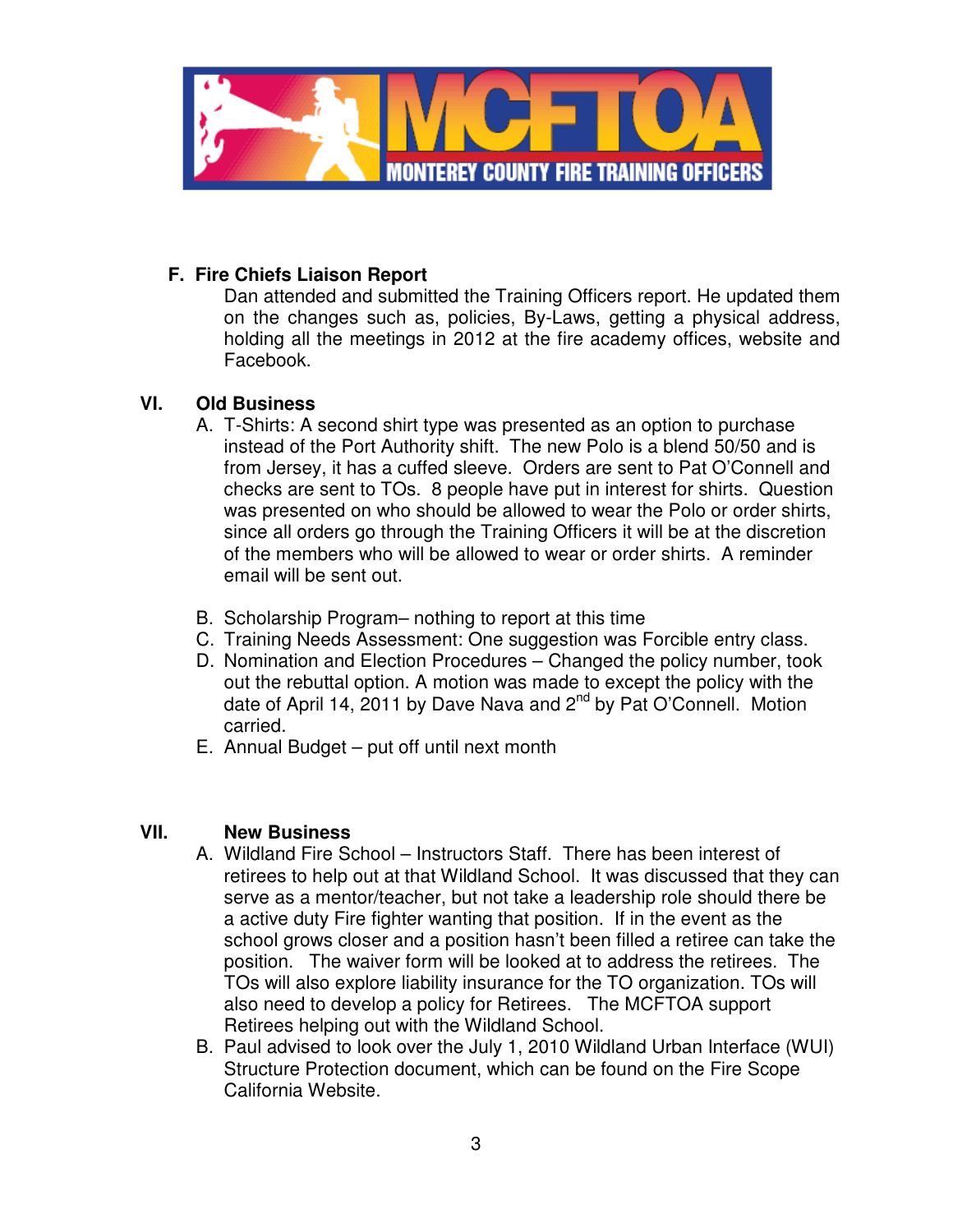**F. Fire Chiefs Liaison Report**

Dan attended and submitted the Training Officers report. He updated them on the changes such as, policies, By-Laws, getting a physical address, holding all the meetings in 2012 at the fire academy offices, website and Facebook.

## VI. Old Business

A. T-Shirts: A second shirt type was presented as an option to purchase instead of the Port Authority shift. The new Polo is a blend 50/50 and is from Jersey, it has a cuffed sleeve. Orders are sent to Pat O'Connell and checks are sent to TOs. 8 people have put in interest for shirts. Question was presented on who should be allowed to wear the Polo or order shirts, since all orders go through the Training Officers it will be at the discretion of the members who will be allowed to wear or order shirts. A reminder email will be sent out.

B. Scholarship Program– nothing to report at this time

C. Training Needs Assessment: One suggestion was Forcible entry class.

D. Nomination and Election Procedures – Changed the policy number, took out the rebuttal option. A motion was made to except the policy with the date of April 14, 2011 by Dave Nava and 2nd by Pat O'Connell. Motion carried.

E. Annual Budget – put off until next month

## VII. New Business

A. Wildland Fire School – Instructors Staff. There has been interest of retirees to help out at that Wildland School. It was discussed that they can serve as a mentor/teacher, but not take a leadership role should there be a active duty Fire fighter wanting that position. If in the event as the school grows closer and a position hasn't been filled a retiree can take the position. The waiver form will be looked at to address the retirees. The TOs will also explore liability insurance for the TO organization. TOs will also need to develop a policy for Retirees. The MCFTOA support Retirees helping out with the Wildland School.

B. Paul advised to look over the July 1, 2010 Wildland Urban Interface (WUI) Structure Protection document, which can be found on the Fire Scope California Website.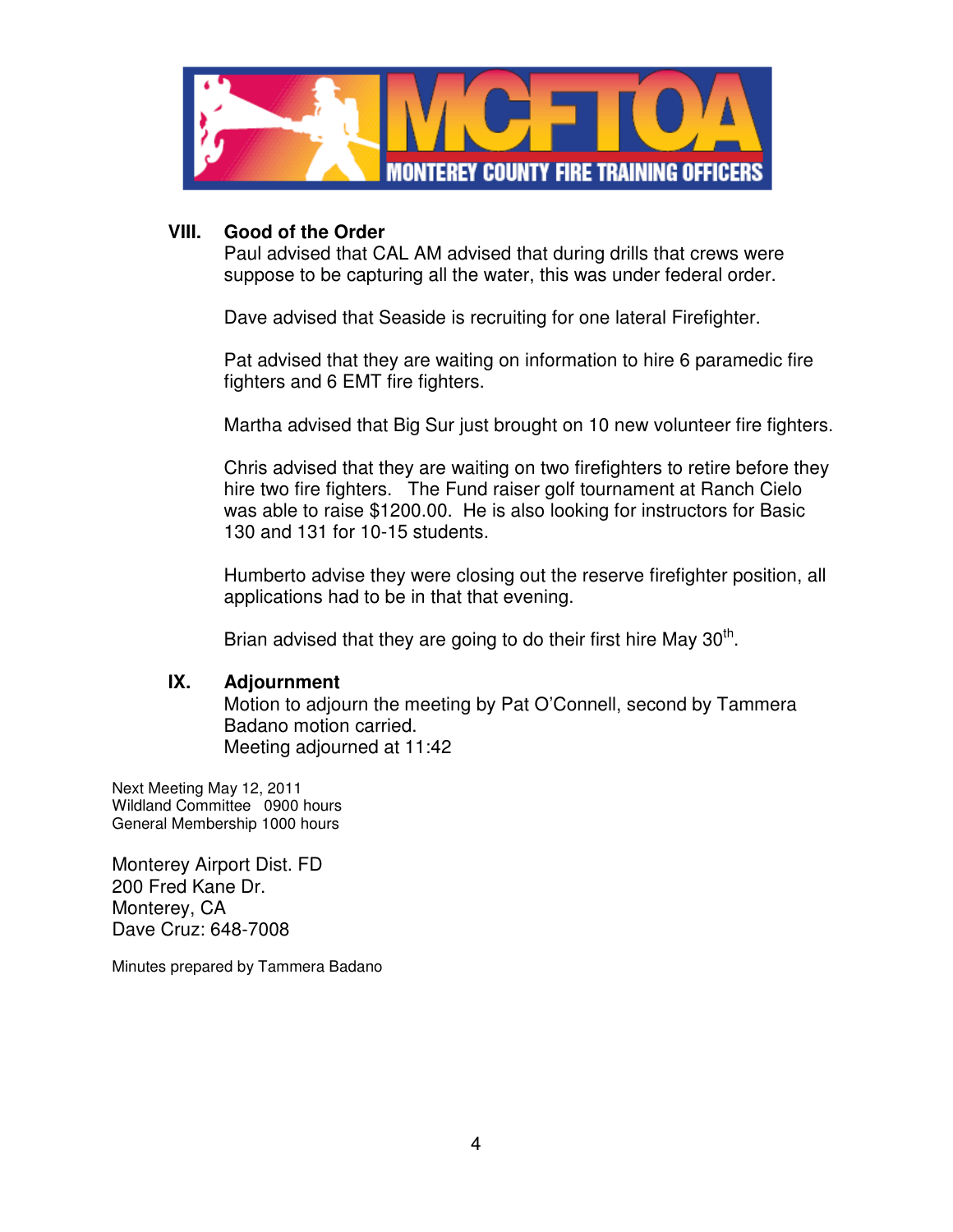## VIII. Good of the Order

Paul advised that CAL AM advised that during drills that crews were suppose to be capturing all the water, this was under federal order.

Dave advised that Seaside is recruiting for one lateral Firefighter.

Pat advised that they are waiting on information to hire 6 paramedic fire fighters and 6 EMT fire fighters.

Martha advised that Big Sur just brought on 10 new volunteer fire fighters.

Chris advised that they are waiting on two firefighters to retire before they hire two fire fighters. The Fund raiser golf tournament at Ranch Cielo was able to raise $1200.00. He is also looking for instructors for Basic 130 and 131 for 10-15 students.

Humberto advise they were closing out the reserve firefighter position, all applications had to be in that that evening.

Brian advised that they are going to do their first hire May 30th.

## IX. Adjournment

Motion to adjourn the meeting by Pat O'Connell, second by Tammera Badano motion carried.
Meeting adjourned at 11:42

Next Meeting May 12, 2011
Wildland Committee 0900 hours
General Membership 1000 hours

Monterey Airport Dist. FD
200 Fred Kane Dr.
Monterey, CA
Dave Cruz: 648-7008

Minutes prepared by Tammera Badano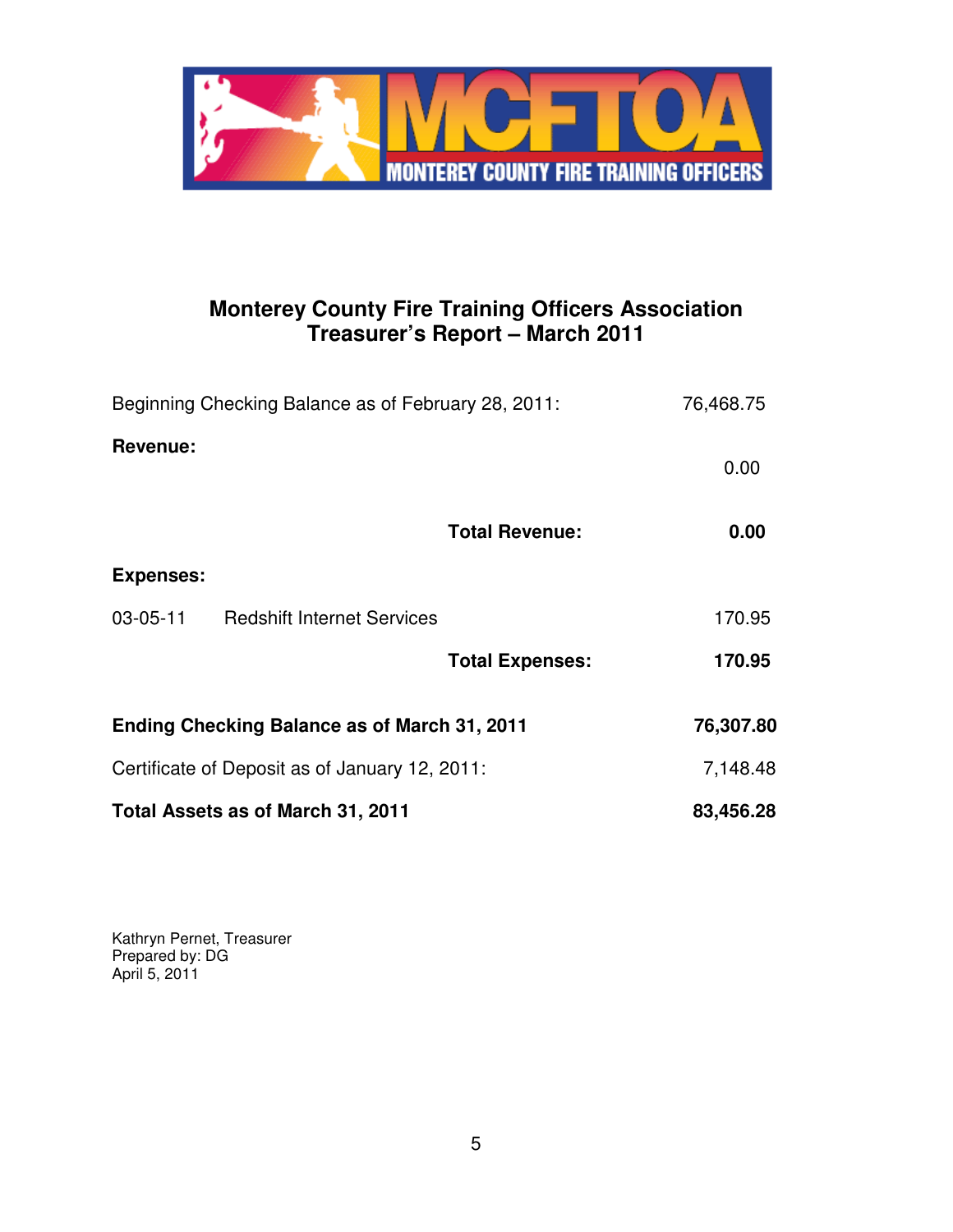# Monterey County Fire Training Officers Association
## Treasurer's Report – March 2011

| | | |
|---|---|---|
| Beginning Checking Balance as of February 28, 2011: | | 76,468.75 |
| **Revenue:** | | |
| | | 0.00 |
| | **Total Revenue:** | **0.00** |
| **Expenses:** | | |
| 03-05-11 | Redshift Internet Services | 170.95 |
| | **Total Expenses:** | **170.95** |
| **Ending Checking Balance as of March 31, 2011** | | **76,307.80** |
| Certificate of Deposit as of January 12, 2011: | | 7,148.48 |
| **Total Assets as of March 31, 2011** | | **83,456.28** |

Kathryn Pernet, Treasurer
Prepared by: DG
April 5, 2011